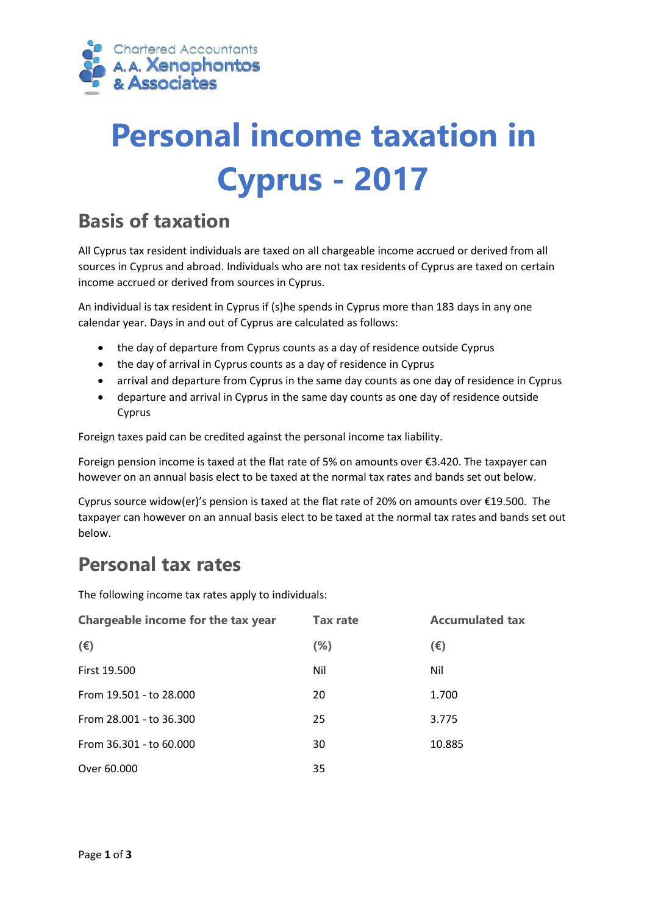Chartered Accountants
A.A. Xenophontos
& Associates

# Personal income taxation in Cyprus - 2017

## Basis of taxation

All Cyprus tax resident individuals are taxed on all chargeable income accrued or derived from all sources in Cyprus and abroad. Individuals who are not tax residents of Cyprus are taxed on certain income accrued or derived from sources in Cyprus.

An individual is tax resident in Cyprus if (s)he spends in Cyprus more than 183 days in any one calendar year. Days in and out of Cyprus are calculated as follows:

- the day of departure from Cyprus counts as a day of residence outside Cyprus
- the day of arrival in Cyprus counts as a day of residence in Cyprus
- arrival and departure from Cyprus in the same day counts as one day of residence in Cyprus
- departure and arrival in Cyprus in the same day counts as one day of residence outside Cyprus

Foreign taxes paid can be credited against the personal income tax liability.

Foreign pension income is taxed at the flat rate of 5% on amounts over €3.420. The taxpayer can however on an annual basis elect to be taxed at the normal tax rates and bands set out below.

Cyprus source widow(er)'s pension is taxed at the flat rate of 20% on amounts over €19.500. The taxpayer can however on an annual basis elect to be taxed at the normal tax rates and bands set out below.

## Personal tax rates

The following income tax rates apply to individuals:

| Chargeable income for the tax year | Tax rate | Accumulated tax |
|---|---|---|
| (€) | (%) | (€) |
| First 19.500 | Nil | Nil |
| From 19.501 - to 28.000 | 20 | 1.700 |
| From 28.001 - to 36.300 | 25 | 3.775 |
| From 36.301 - to 60.000 | 30 | 10.885 |
| Over 60.000 | 35 | |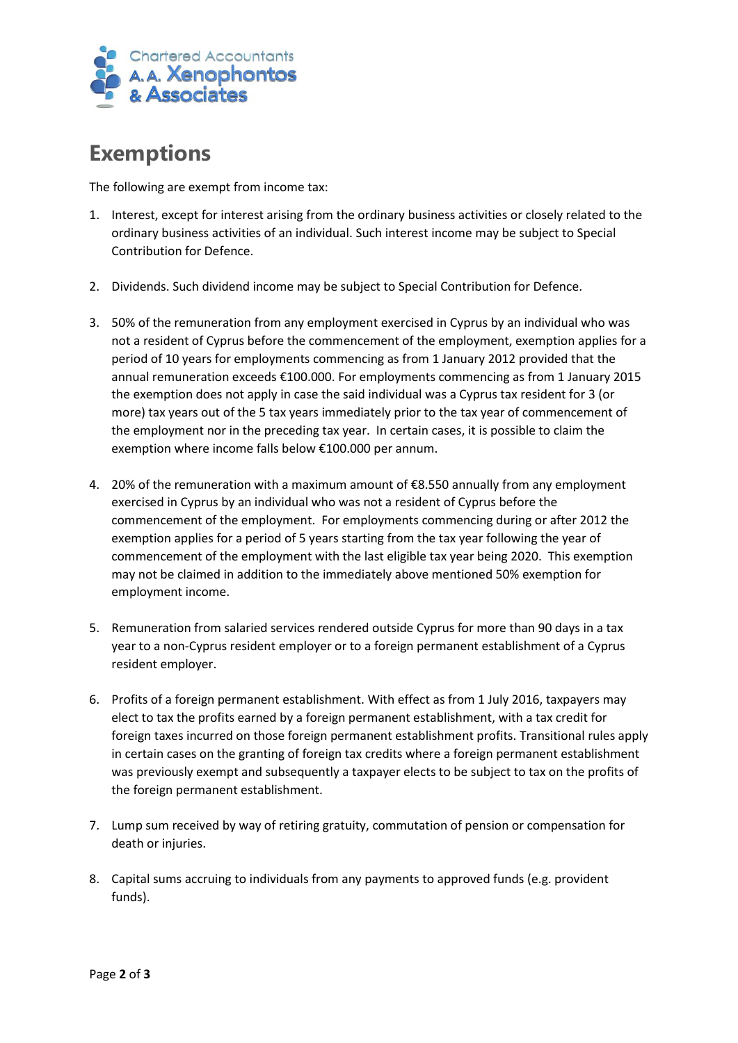## Exemptions

The following are exempt from income tax:

1. Interest, except for interest arising from the ordinary business activities or closely related to the ordinary business activities of an individual. Such interest income may be subject to Special Contribution for Defence.

2. Dividends. Such dividend income may be subject to Special Contribution for Defence.

3. 50% of the remuneration from any employment exercised in Cyprus by an individual who was not a resident of Cyprus before the commencement of the employment, exemption applies for a period of 10 years for employments commencing as from 1 January 2012 provided that the annual remuneration exceeds €100.000. For employments commencing as from 1 January 2015 the exemption does not apply in case the said individual was a Cyprus tax resident for 3 (or more) tax years out of the 5 tax years immediately prior to the tax year of commencement of the employment nor in the preceding tax year. In certain cases, it is possible to claim the exemption where income falls below €100.000 per annum.

4. 20% of the remuneration with a maximum amount of €8.550 annually from any employment exercised in Cyprus by an individual who was not a resident of Cyprus before the commencement of the employment. For employments commencing during or after 2012 the exemption applies for a period of 5 years starting from the tax year following the year of commencement of the employment with the last eligible tax year being 2020. This exemption may not be claimed in addition to the immediately above mentioned 50% exemption for employment income.

5. Remuneration from salaried services rendered outside Cyprus for more than 90 days in a tax year to a non-Cyprus resident employer or to a foreign permanent establishment of a Cyprus resident employer.

6. Profits of a foreign permanent establishment. With effect as from 1 July 2016, taxpayers may elect to tax the profits earned by a foreign permanent establishment, with a tax credit for foreign taxes incurred on those foreign permanent establishment profits. Transitional rules apply in certain cases on the granting of foreign tax credits where a foreign permanent establishment was previously exempt and subsequently a taxpayer elects to be subject to tax on the profits of the foreign permanent establishment.

7. Lump sum received by way of retiring gratuity, commutation of pension or compensation for death or injuries.

8. Capital sums accruing to individuals from any payments to approved funds (e.g. provident funds).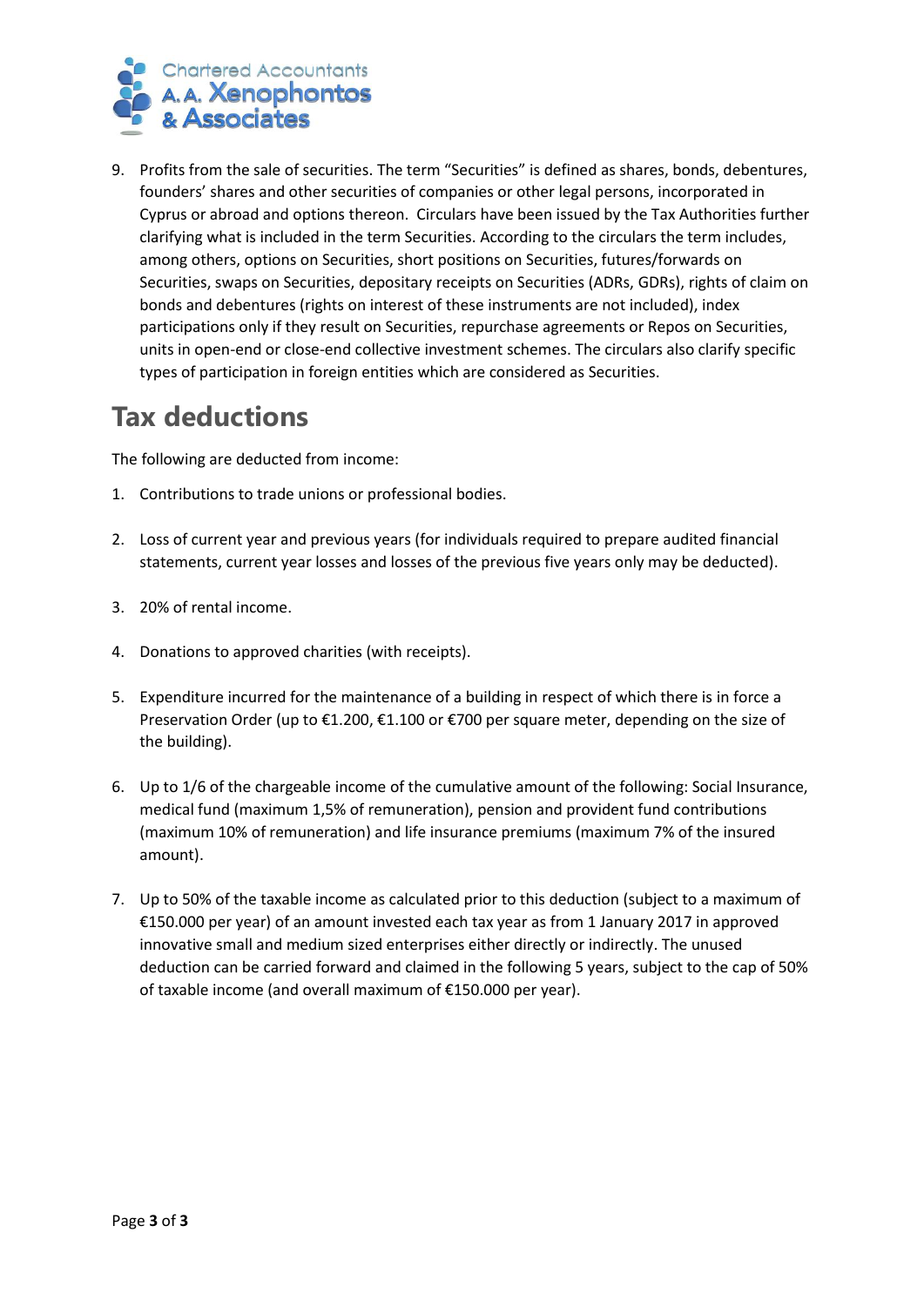9. Profits from the sale of securities. The term "Securities" is defined as shares, bonds, debentures, founders' shares and other securities of companies or other legal persons, incorporated in Cyprus or abroad and options thereon. Circulars have been issued by the Tax Authorities further clarifying what is included in the term Securities. According to the circulars the term includes, among others, options on Securities, short positions on Securities, futures/forwards on Securities, swaps on Securities, depositary receipts on Securities (ADRs, GDRs), rights of claim on bonds and debentures (rights on interest of these instruments are not included), index participations only if they result on Securities, repurchase agreements or Repos on Securities, units in open-end or close-end collective investment schemes. The circulars also clarify specific types of participation in foreign entities which are considered as Securities.

# Tax deductions

The following are deducted from income:

1. Contributions to trade unions or professional bodies.

2. Loss of current year and previous years (for individuals required to prepare audited financial statements, current year losses and losses of the previous five years only may be deducted).

3. 20% of rental income.

4. Donations to approved charities (with receipts).

5. Expenditure incurred for the maintenance of a building in respect of which there is in force a Preservation Order (up to €1.200, €1.100 or €700 per square meter, depending on the size of the building).

6. Up to 1/6 of the chargeable income of the cumulative amount of the following: Social Insurance, medical fund (maximum 1,5% of remuneration), pension and provident fund contributions (maximum 10% of remuneration) and life insurance premiums (maximum 7% of the insured amount).

7. Up to 50% of the taxable income as calculated prior to this deduction (subject to a maximum of €150.000 per year) of an amount invested each tax year as from 1 January 2017 in approved innovative small and medium sized enterprises either directly or indirectly. The unused deduction can be carried forward and claimed in the following 5 years, subject to the cap of 50% of taxable income (and overall maximum of €150.000 per year).